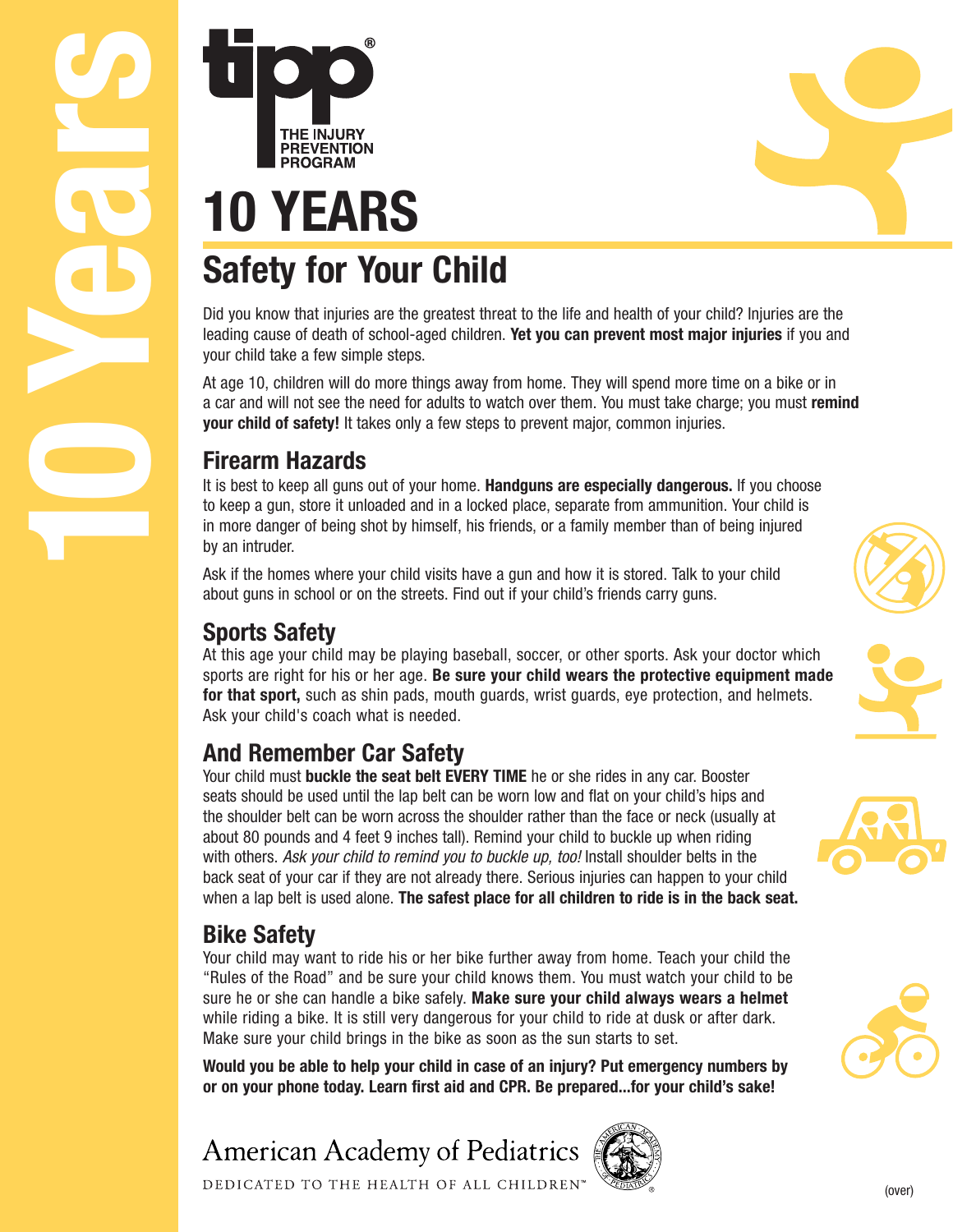tipp®
THE INJURY PREVENTION PROGRAM

# 10 YEARS

## Safety for Your Child

Did you know that injuries are the greatest threat to the life and health of your child? Injuries are the leading cause of death of school-aged children. **Yet you can prevent most major injuries** if you and your child take a few simple steps.

At age 10, children will do more things away from home. They will spend more time on a bike or in a car and will not see the need for adults to watch over them. You must take charge; you must **remind your child of safety!** It takes only a few steps to prevent major, common injuries.

### Firearm Hazards

It is best to keep all guns out of your home. **Handguns are especially dangerous.** If you choose to keep a gun, store it unloaded and in a locked place, separate from ammunition. Your child is in more danger of being shot by himself, his friends, or a family member than of being injured by an intruder.

Ask if the homes where your child visits have a gun and how it is stored. Talk to your child about guns in school or on the streets. Find out if your child's friends carry guns.

### Sports Safety

At this age your child may be playing baseball, soccer, or other sports. Ask your doctor which sports are right for his or her age. **Be sure your child wears the protective equipment made for that sport,** such as shin pads, mouth guards, wrist guards, eye protection, and helmets. Ask your child's coach what is needed.

### And Remember Car Safety

Your child must **buckle the seat belt EVERY TIME** he or she rides in any car. Booster seats should be used until the lap belt can be worn low and flat on your child's hips and the shoulder belt can be worn across the shoulder rather than the face or neck (usually at about 80 pounds and 4 feet 9 inches tall). Remind your child to buckle up when riding with others. *Ask your child to remind you to buckle up, too!* Install shoulder belts in the back seat of your car if they are not already there. Serious injuries can happen to your child when a lap belt is used alone. **The safest place for all children to ride is in the back seat.**

### Bike Safety

Your child may want to ride his or her bike further away from home. Teach your child the "Rules of the Road" and be sure your child knows them. You must watch your child to be sure he or she can handle a bike safely. **Make sure your child always wears a helmet** while riding a bike. It is still very dangerous for your child to ride at dusk or after dark. Make sure your child brings in the bike as soon as the sun starts to set.

**Would you be able to help your child in case of an injury? Put emergency numbers by or on your phone today. Learn first aid and CPR. Be prepared...for your child's sake!**

American Academy of Pediatrics
DEDICATED TO THE HEALTH OF ALL CHILDREN™

(over)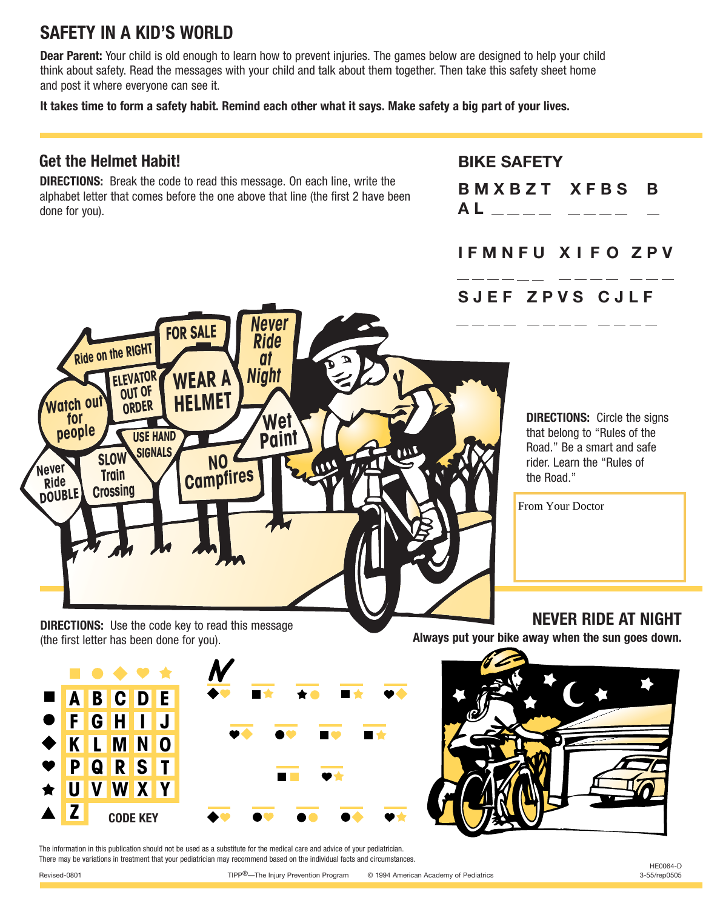# SAFETY IN A KID'S WORLD

**Dear Parent:** Your child is old enough to learn how to prevent injuries. The games below are designed to help your child think about safety. Read the messages with your child and talk about them together. Then take this safety sheet home and post it where everyone can see it.

**It takes time to form a safety habit. Remind each other what it says. Make safety a big part of your lives.**

## Get the Helmet Habit!

**DIRECTIONS:** Break the code to read this message. On each line, write the alphabet letter that comes before the one above that line (the first 2 have been done for you).

### BIKE SAFETY

B M X B Z T   X F B S   B
A L _ _ _ _   _ _ _ _   _

I F M N F U   X I F O   Z P V
_ _ _ _ _ _   _ _ _ _   _ _ _

S J E F   Z P V S   C J L F
_ _ _ _   _ _ _ _   _ _ _ _

Ride on the RIGHT

FOR SALE

Never Ride at Night

ELEVATOR OUT OF ORDER

WEAR A HELMET

Watch out for people

Wet Paint

USE HAND SIGNALS

Never Ride DOUBLE

SLOW Train Crossing

NO Campfires

**DIRECTIONS:** Circle the signs that belong to "Rules of the Road." Be a smart and safe rider. Learn the "Rules of the Road."

From Your Doctor

## NEVER RIDE AT NIGHT

**Always put your bike away when the sun goes down.**

**DIRECTIONS:** Use the code key to read this message (the first letter has been done for you).

| | ■ | ● | ◆ | ♥ | ★ |
|---|---|---|---|---|---|
| ■ | A | B | C | D | E |
| ● | F | G | H | I | J |
| ◆ | K | L | M | N | O |
| ♥ | P | Q | R | S | T |
| ★ | U | V | W | X | Y |
| ▲ | Z | | | | |

CODE KEY

N
◆♥ ■★ ★◆ ■★ ♥◆

♥◆ ●♥ ■♥ ■★

■■ ♥★

◆♥ ●♥ ●● ●◆ ♥★

The information in this publication should not be used as a substitute for the medical care and advice of your pediatrician. There may be variations in treatment that your pediatrician may recommend based on the individual facts and circumstances.

Revised-0801 TIPP®—The Injury Prevention Program © 1994 American Academy of Pediatrics HE0064-D 3-55/rep0505